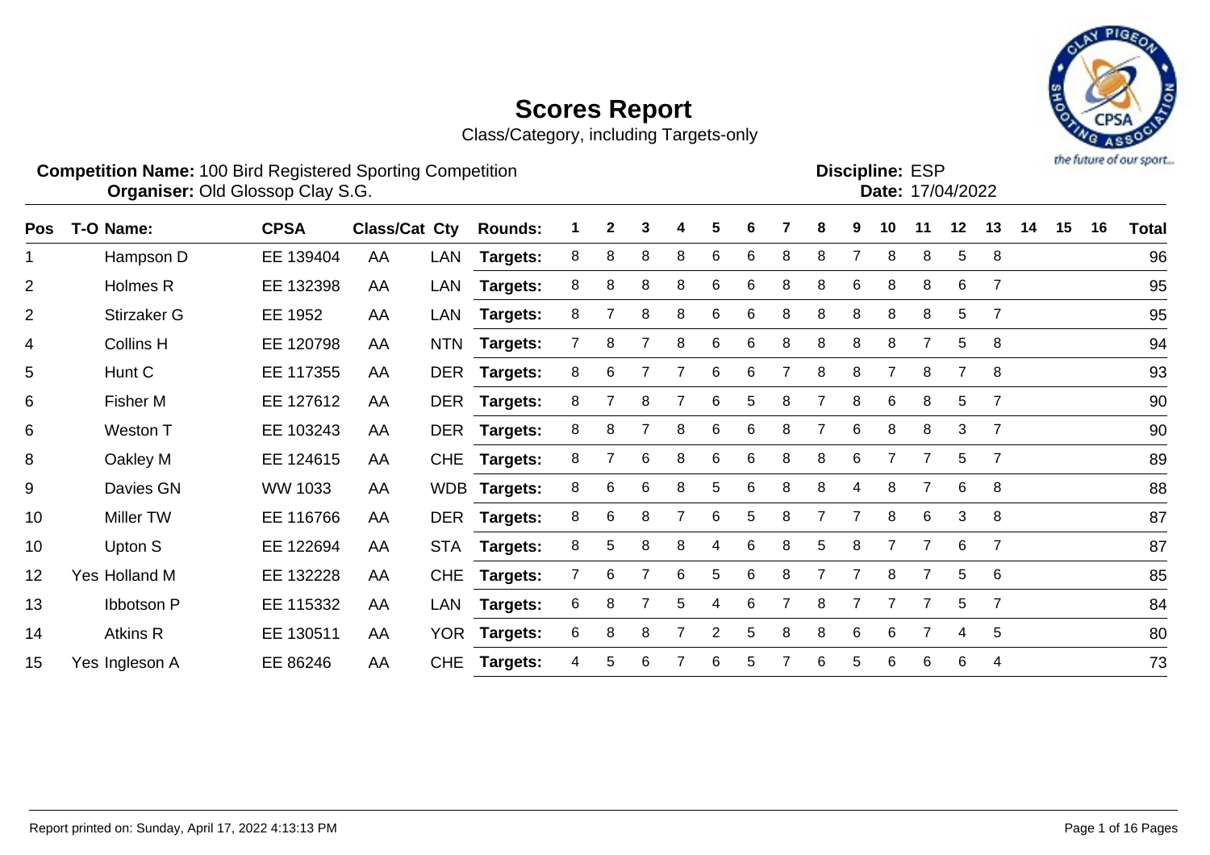# Scores Report

Class/Category, including Targets-only

**Competition Name:** 100 Bird Registered Sporting Competition
**Organiser:** Old Glossop Clay S.G.

**Discipline:** ESP
**Date:** 17/04/2022

| Pos | T-O | Name: | CPSA | Class/Cat | Cty | Rounds: | 1 | 2 | 3 | 4 | 5 | 6 | 7 | 8 | 9 | 10 | 11 | 12 | 13 | 14 | 15 | 16 | Total |
|---|---|---|---|---|---|---|---|---|---|---|---|---|---|---|---|---|---|---|---|---|---|---|---|
| 1 | | Hampson D | EE 139404 | AA | LAN | **Targets:** | 8 | 8 | 8 | 8 | 6 | 6 | 8 | 8 | 7 | 8 | 8 | 5 | 8 | | | | 96 |
| 2 | | Holmes R | EE 132398 | AA | LAN | **Targets:** | 8 | 8 | 8 | 8 | 6 | 6 | 8 | 8 | 6 | 8 | 8 | 6 | 7 | | | | 95 |
| 2 | | Stirzaker G | EE 1952 | AA | LAN | **Targets:** | 8 | 7 | 8 | 8 | 6 | 6 | 8 | 8 | 8 | 8 | 8 | 5 | 7 | | | | 95 |
| 4 | | Collins H | EE 120798 | AA | NTN | **Targets:** | 7 | 8 | 7 | 8 | 6 | 6 | 8 | 8 | 8 | 8 | 7 | 5 | 8 | | | | 94 |
| 5 | | Hunt C | EE 117355 | AA | DER | **Targets:** | 8 | 6 | 7 | 7 | 6 | 6 | 7 | 8 | 8 | 7 | 8 | 7 | 8 | | | | 93 |
| 6 | | Fisher M | EE 127612 | AA | DER | **Targets:** | 8 | 7 | 8 | 7 | 6 | 5 | 8 | 7 | 8 | 6 | 8 | 5 | 7 | | | | 90 |
| 6 | | Weston T | EE 103243 | AA | DER | **Targets:** | 8 | 8 | 7 | 8 | 6 | 6 | 8 | 7 | 6 | 8 | 8 | 3 | 7 | | | | 90 |
| 8 | | Oakley M | EE 124615 | AA | CHE | **Targets:** | 8 | 7 | 6 | 8 | 6 | 6 | 8 | 8 | 6 | 7 | 7 | 5 | 7 | | | | 89 |
| 9 | | Davies GN | WW 1033 | AA | WDB | **Targets:** | 8 | 6 | 6 | 8 | 5 | 6 | 8 | 8 | 4 | 8 | 7 | 6 | 8 | | | | 88 |
| 10 | | Miller TW | EE 116766 | AA | DER | **Targets:** | 8 | 6 | 8 | 7 | 6 | 5 | 8 | 7 | 7 | 8 | 6 | 3 | 8 | | | | 87 |
| 10 | | Upton S | EE 122694 | AA | STA | **Targets:** | 8 | 5 | 8 | 8 | 4 | 6 | 8 | 5 | 8 | 7 | 7 | 6 | 7 | | | | 87 |
| 12 | Yes | Holland M | EE 132228 | AA | CHE | **Targets:** | 7 | 6 | 7 | 6 | 5 | 6 | 8 | 7 | 7 | 8 | 7 | 5 | 6 | | | | 85 |
| 13 | | Ibbotson P | EE 115332 | AA | LAN | **Targets:** | 6 | 8 | 7 | 5 | 4 | 6 | 7 | 8 | 7 | 7 | 7 | 5 | 7 | | | | 84 |
| 14 | | Atkins R | EE 130511 | AA | YOR | **Targets:** | 6 | 8 | 8 | 7 | 2 | 5 | 8 | 8 | 6 | 6 | 7 | 4 | 5 | | | | 80 |
| 15 | Yes | Ingleson A | EE 86246 | AA | CHE | **Targets:** | 4 | 5 | 6 | 7 | 6 | 5 | 7 | 6 | 5 | 6 | 6 | 6 | 4 | | | | 73 |

Report printed on: Sunday, April 17, 2022 4:13:13 PM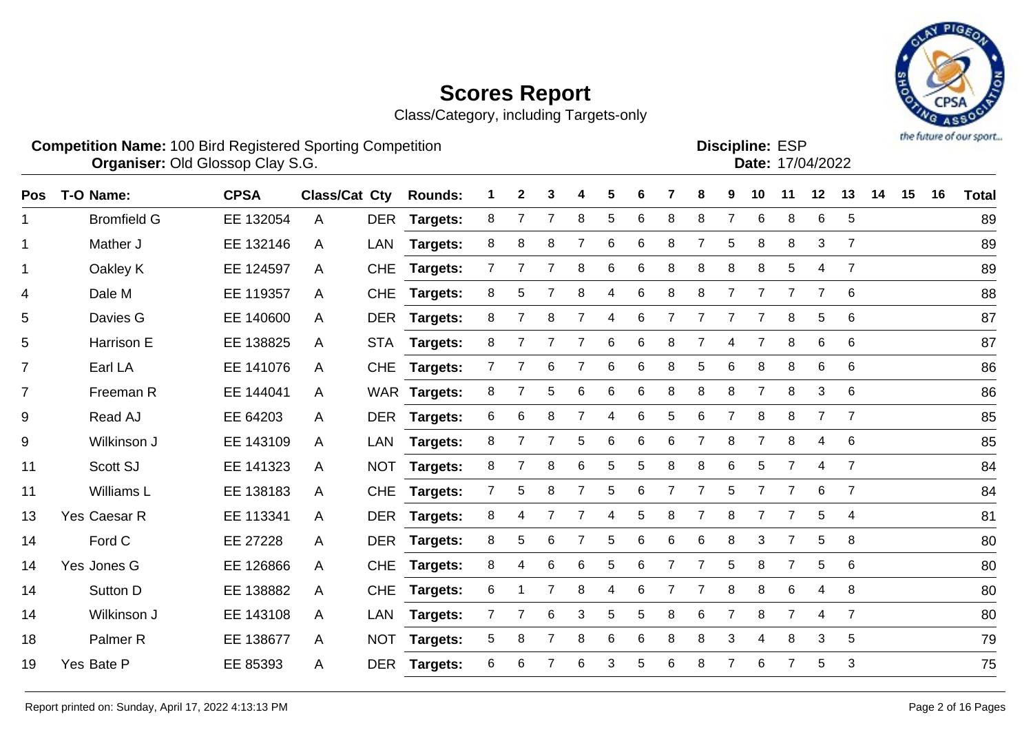# Scores Report

Class/Category, including Targets-only

**Competition Name:** 100 Bird Registered Sporting Competition
**Organiser:** Old Glossop Clay S.G.

**Discipline:** ESP
**Date:** 17/04/2022

| Pos | T-O | Name: | CPSA | Class/Cat | Cty | Rounds: | 1 | 2 | 3 | 4 | 5 | 6 | 7 | 8 | 9 | 10 | 11 | 12 | 13 | 14 | 15 | 16 | Total |
|---|---|---|---|---|---|---|---|---|---|---|---|---|---|---|---|---|---|---|---|---|---|---|---|
| 1 | | Bromfield G | EE 132054 | A | DER | Targets: | 8 | 7 | 7 | 8 | 5 | 6 | 8 | 8 | 7 | 6 | 8 | 6 | 5 | | | | 89 |
| 1 | | Mather J | EE 132146 | A | LAN | Targets: | 8 | 8 | 8 | 7 | 6 | 6 | 8 | 7 | 5 | 8 | 8 | 3 | 7 | | | | 89 |
| 1 | | Oakley K | EE 124597 | A | CHE | Targets: | 7 | 7 | 7 | 8 | 6 | 6 | 8 | 8 | 8 | 8 | 5 | 4 | 7 | | | | 89 |
| 4 | | Dale M | EE 119357 | A | CHE | Targets: | 8 | 5 | 7 | 8 | 4 | 6 | 8 | 8 | 7 | 7 | 7 | 7 | 6 | | | | 88 |
| 5 | | Davies G | EE 140600 | A | DER | Targets: | 8 | 7 | 8 | 7 | 4 | 6 | 7 | 7 | 7 | 7 | 8 | 5 | 6 | | | | 87 |
| 5 | | Harrison E | EE 138825 | A | STA | Targets: | 8 | 7 | 7 | 7 | 6 | 6 | 8 | 7 | 4 | 7 | 8 | 6 | 6 | | | | 87 |
| 7 | | Earl LA | EE 141076 | A | CHE | Targets: | 7 | 7 | 6 | 7 | 6 | 6 | 8 | 5 | 6 | 8 | 8 | 6 | 6 | | | | 86 |
| 7 | | Freeman R | EE 144041 | A | WAR | Targets: | 8 | 7 | 5 | 6 | 6 | 6 | 8 | 8 | 8 | 7 | 8 | 3 | 6 | | | | 86 |
| 9 | | Read AJ | EE 64203 | A | DER | Targets: | 6 | 6 | 8 | 7 | 4 | 6 | 5 | 6 | 7 | 8 | 8 | 7 | 7 | | | | 85 |
| 9 | | Wilkinson J | EE 143109 | A | LAN | Targets: | 8 | 7 | 7 | 5 | 6 | 6 | 6 | 7 | 8 | 7 | 8 | 4 | 6 | | | | 85 |
| 11 | | Scott SJ | EE 141323 | A | NOT | Targets: | 8 | 7 | 8 | 6 | 5 | 5 | 8 | 8 | 6 | 5 | 7 | 4 | 7 | | | | 84 |
| 11 | | Williams L | EE 138183 | A | CHE | Targets: | 7 | 5 | 8 | 7 | 5 | 6 | 7 | 7 | 5 | 7 | 7 | 6 | 7 | | | | 84 |
| 13 | Yes | Caesar R | EE 113341 | A | DER | Targets: | 8 | 4 | 7 | 7 | 4 | 5 | 8 | 7 | 8 | 7 | 7 | 5 | 4 | | | | 81 |
| 14 | | Ford C | EE 27228 | A | DER | Targets: | 8 | 5 | 6 | 7 | 5 | 6 | 6 | 6 | 8 | 3 | 7 | 5 | 8 | | | | 80 |
| 14 | Yes | Jones G | EE 126866 | A | CHE | Targets: | 8 | 4 | 6 | 6 | 5 | 6 | 7 | 7 | 5 | 8 | 7 | 5 | 6 | | | | 80 |
| 14 | | Sutton D | EE 138882 | A | CHE | Targets: | 6 | 1 | 7 | 8 | 4 | 6 | 7 | 7 | 8 | 8 | 6 | 4 | 8 | | | | 80 |
| 14 | | Wilkinson J | EE 143108 | A | LAN | Targets: | 7 | 7 | 6 | 3 | 5 | 5 | 8 | 6 | 7 | 8 | 7 | 4 | 7 | | | | 80 |
| 18 | | Palmer R | EE 138677 | A | NOT | Targets: | 5 | 8 | 7 | 8 | 6 | 6 | 8 | 8 | 3 | 4 | 8 | 3 | 5 | | | | 79 |
| 19 | Yes | Bate P | EE 85393 | A | DER | Targets: | 6 | 6 | 7 | 6 | 3 | 5 | 6 | 8 | 7 | 6 | 7 | 5 | 3 | | | | 75 |

Report printed on: Sunday, April 17, 2022 4:13:13 PM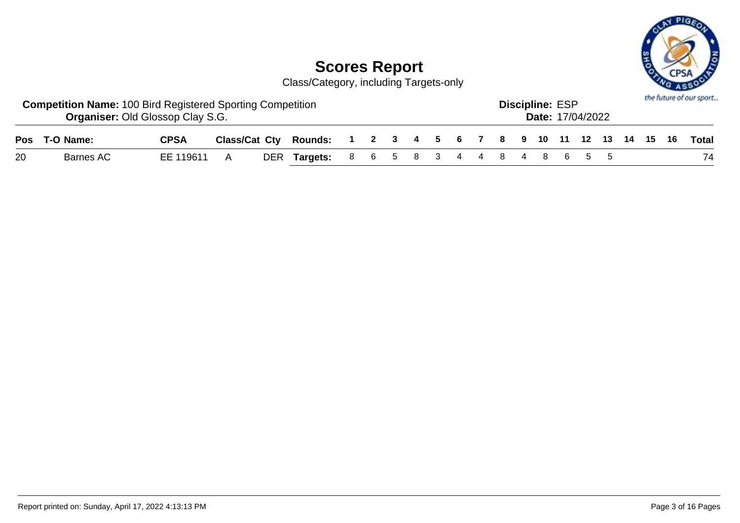# Scores Report

Class/Category, including Targets-only

**Competition Name:** 100 Bird Registered Sporting Competition
**Organiser:** Old Glossop Clay S.G.

**Discipline:** ESP
**Date:** 17/04/2022

| Pos | T-O | Name: | CPSA | Class/Cat | Cty | Rounds: | 1 | 2 | 3 | 4 | 5 | 6 | 7 | 8 | 9 | 10 | 11 | 12 | 13 | 14 | 15 | 16 | Total |
|---|---|---|---|---|---|---|---|---|---|---|---|---|---|---|---|---|---|---|---|---|---|---|---|
| 20 | | Barnes AC | EE 119611 | A | DER | **Targets:** | 8 | 6 | 5 | 8 | 3 | 4 | 4 | 8 | 4 | 8 | 6 | 5 | 5 | | | | 74 |

Report printed on: Sunday, April 17, 2022 4:13:13 PM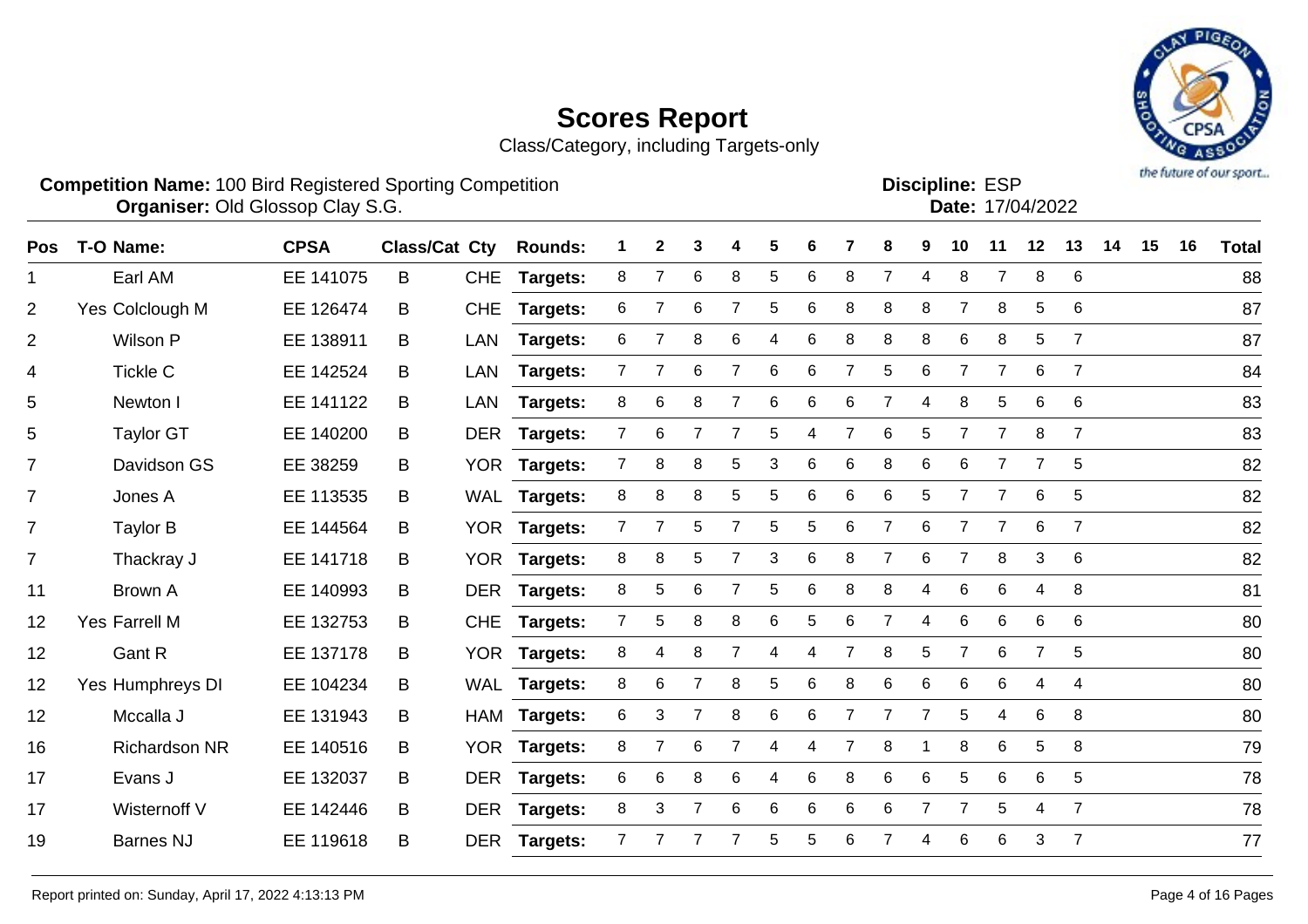# Scores Report

Class/Category, including Targets-only

**Competition Name:** 100 Bird Registered Sporting Competition
**Organiser:** Old Glossop Clay S.G.

**Discipline:** ESP
**Date:** 17/04/2022

| Pos | T-O | Name: | CPSA | Class/Cat | Cty | Rounds: | 1 | 2 | 3 | 4 | 5 | 6 | 7 | 8 | 9 | 10 | 11 | 12 | 13 | 14 | 15 | 16 | Total |
|---|---|---|---|---|---|---|---|---|---|---|---|---|---|---|---|---|---|---|---|---|---|---|---|
| 1 | | Earl AM | EE 141075 | B | CHE | Targets: | 8 | 7 | 6 | 8 | 5 | 6 | 8 | 7 | 4 | 8 | 7 | 8 | 6 | | | | 88 |
| 2 | Yes | Colclough M | EE 126474 | B | CHE | Targets: | 6 | 7 | 6 | 7 | 5 | 6 | 8 | 8 | 8 | 7 | 8 | 5 | 6 | | | | 87 |
| 2 | | Wilson P | EE 138911 | B | LAN | Targets: | 6 | 7 | 8 | 6 | 4 | 6 | 8 | 8 | 8 | 6 | 8 | 5 | 7 | | | | 87 |
| 4 | | Tickle C | EE 142524 | B | LAN | Targets: | 7 | 7 | 6 | 7 | 6 | 6 | 7 | 5 | 6 | 7 | 7 | 6 | 7 | | | | 84 |
| 5 | | Newton I | EE 141122 | B | LAN | Targets: | 8 | 6 | 8 | 7 | 6 | 6 | 6 | 7 | 4 | 8 | 5 | 6 | 6 | | | | 83 |
| 5 | | Taylor GT | EE 140200 | B | DER | Targets: | 7 | 6 | 7 | 7 | 5 | 4 | 7 | 6 | 5 | 7 | 7 | 8 | 7 | | | | 83 |
| 7 | | Davidson GS | EE 38259 | B | YOR | Targets: | 7 | 8 | 8 | 5 | 3 | 6 | 6 | 8 | 6 | 6 | 7 | 7 | 5 | | | | 82 |
| 7 | | Jones A | EE 113535 | B | WAL | Targets: | 8 | 8 | 8 | 5 | 5 | 6 | 6 | 6 | 5 | 7 | 7 | 6 | 5 | | | | 82 |
| 7 | | Taylor B | EE 144564 | B | YOR | Targets: | 7 | 7 | 5 | 7 | 5 | 5 | 6 | 7 | 6 | 7 | 7 | 6 | 7 | | | | 82 |
| 7 | | Thackray J | EE 141718 | B | YOR | Targets: | 8 | 8 | 5 | 7 | 3 | 6 | 8 | 7 | 6 | 7 | 8 | 3 | 6 | | | | 82 |
| 11 | | Brown A | EE 140993 | B | DER | Targets: | 8 | 5 | 6 | 7 | 5 | 6 | 8 | 8 | 4 | 6 | 6 | 4 | 8 | | | | 81 |
| 12 | Yes | Farrell M | EE 132753 | B | CHE | Targets: | 7 | 5 | 8 | 8 | 6 | 5 | 6 | 7 | 4 | 6 | 6 | 6 | 6 | | | | 80 |
| 12 | | Gant R | EE 137178 | B | YOR | Targets: | 8 | 4 | 8 | 7 | 4 | 4 | 7 | 8 | 5 | 7 | 6 | 7 | 5 | | | | 80 |
| 12 | Yes | Humphreys DI | EE 104234 | B | WAL | Targets: | 8 | 6 | 7 | 8 | 5 | 6 | 8 | 6 | 6 | 6 | 6 | 4 | 4 | | | | 80 |
| 12 | | Mccalla J | EE 131943 | B | HAM | Targets: | 6 | 3 | 7 | 8 | 6 | 6 | 7 | 7 | 7 | 5 | 4 | 6 | 8 | | | | 80 |
| 16 | | Richardson NR | EE 140516 | B | YOR | Targets: | 8 | 7 | 6 | 7 | 4 | 4 | 7 | 8 | 1 | 8 | 6 | 5 | 8 | | | | 79 |
| 17 | | Evans J | EE 132037 | B | DER | Targets: | 6 | 6 | 8 | 6 | 4 | 6 | 8 | 6 | 6 | 5 | 6 | 6 | 5 | | | | 78 |
| 17 | | Wisternoff V | EE 142446 | B | DER | Targets: | 8 | 3 | 7 | 6 | 6 | 6 | 6 | 6 | 7 | 7 | 5 | 4 | 7 | | | | 78 |
| 19 | | Barnes NJ | EE 119618 | B | DER | Targets: | 7 | 7 | 7 | 7 | 5 | 5 | 6 | 7 | 4 | 6 | 6 | 3 | 7 | | | | 77 |

Report printed on: Sunday, April 17, 2022 4:13:13 PM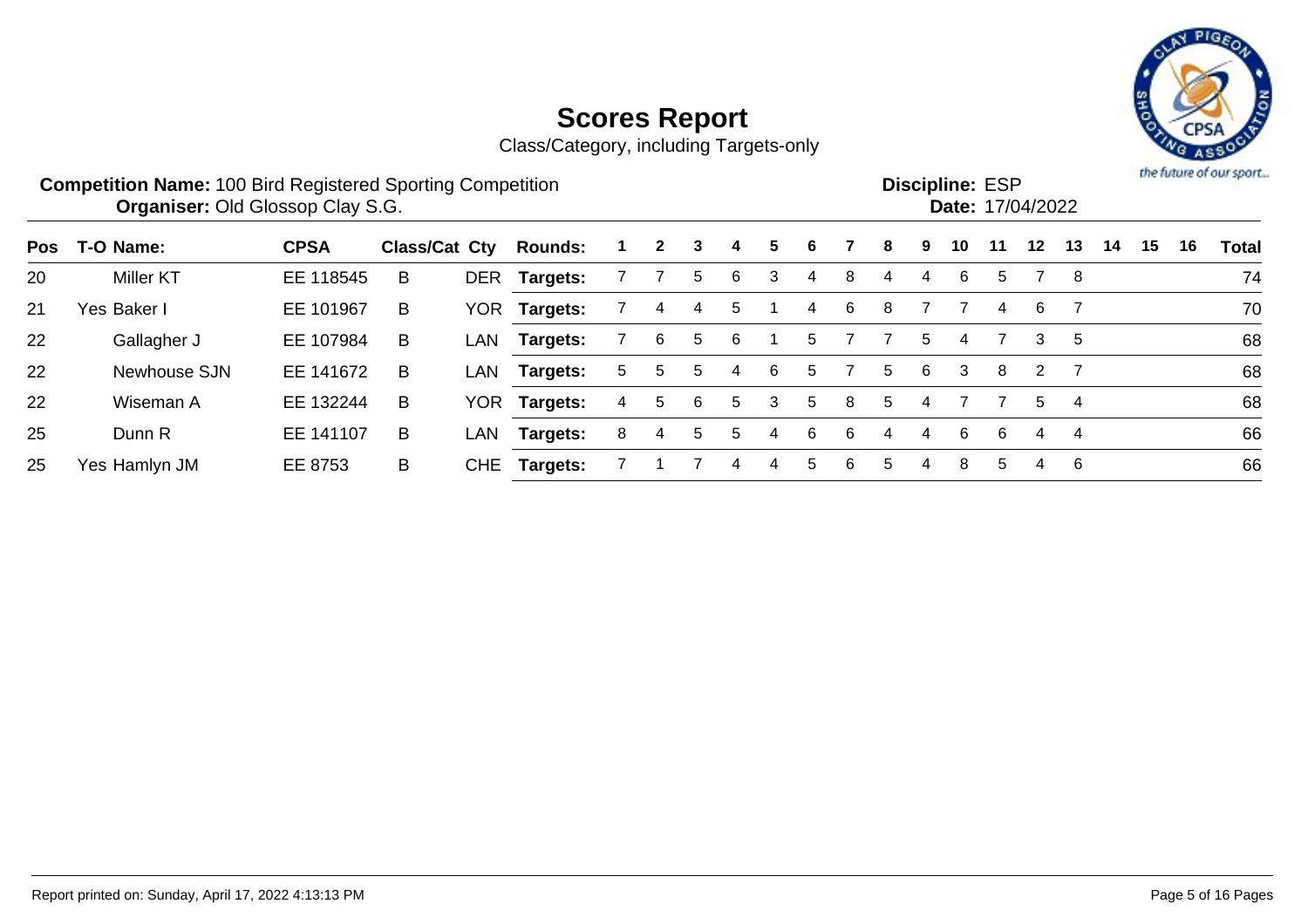# Scores Report

Class/Category, including Targets-only

**Competition Name:** 100 Bird Registered Sporting Competition
**Organiser:** Old Glossop Clay S.G.

**Discipline:** ESP
**Date:** 17/04/2022

| Pos | T-O | Name: | CPSA | Class/Cat | Cty | Rounds: | 1 | 2 | 3 | 4 | 5 | 6 | 7 | 8 | 9 | 10 | 11 | 12 | 13 | 14 | 15 | 16 | Total |
|---|---|---|---|---|---|---|---|---|---|---|---|---|---|---|---|---|---|---|---|---|---|---|---|
| 20 | | Miller KT | EE 118545 | B | DER | Targets: | 7 | 7 | 5 | 6 | 3 | 4 | 8 | 4 | 4 | 6 | 5 | 7 | 8 | | | | 74 |
| 21 | Yes | Baker I | EE 101967 | B | YOR | Targets: | 7 | 4 | 4 | 5 | 1 | 4 | 6 | 8 | 7 | 7 | 4 | 6 | 7 | | | | 70 |
| 22 | | Gallagher J | EE 107984 | B | LAN | Targets: | 7 | 6 | 5 | 6 | 1 | 5 | 7 | 7 | 5 | 4 | 7 | 3 | 5 | | | | 68 |
| 22 | | Newhouse SJN | EE 141672 | B | LAN | Targets: | 5 | 5 | 5 | 4 | 6 | 5 | 7 | 5 | 6 | 3 | 8 | 2 | 7 | | | | 68 |
| 22 | | Wiseman A | EE 132244 | B | YOR | Targets: | 4 | 5 | 6 | 5 | 3 | 5 | 8 | 5 | 4 | 7 | 7 | 5 | 4 | | | | 68 |
| 25 | | Dunn R | EE 141107 | B | LAN | Targets: | 8 | 4 | 5 | 5 | 4 | 6 | 6 | 4 | 4 | 6 | 6 | 4 | 4 | | | | 66 |
| 25 | Yes | Hamlyn JM | EE 8753 | B | CHE | Targets: | 7 | 1 | 7 | 4 | 4 | 5 | 6 | 5 | 4 | 8 | 5 | 4 | 6 | | | | 66 |

Report printed on: Sunday, April 17, 2022 4:13:13 PM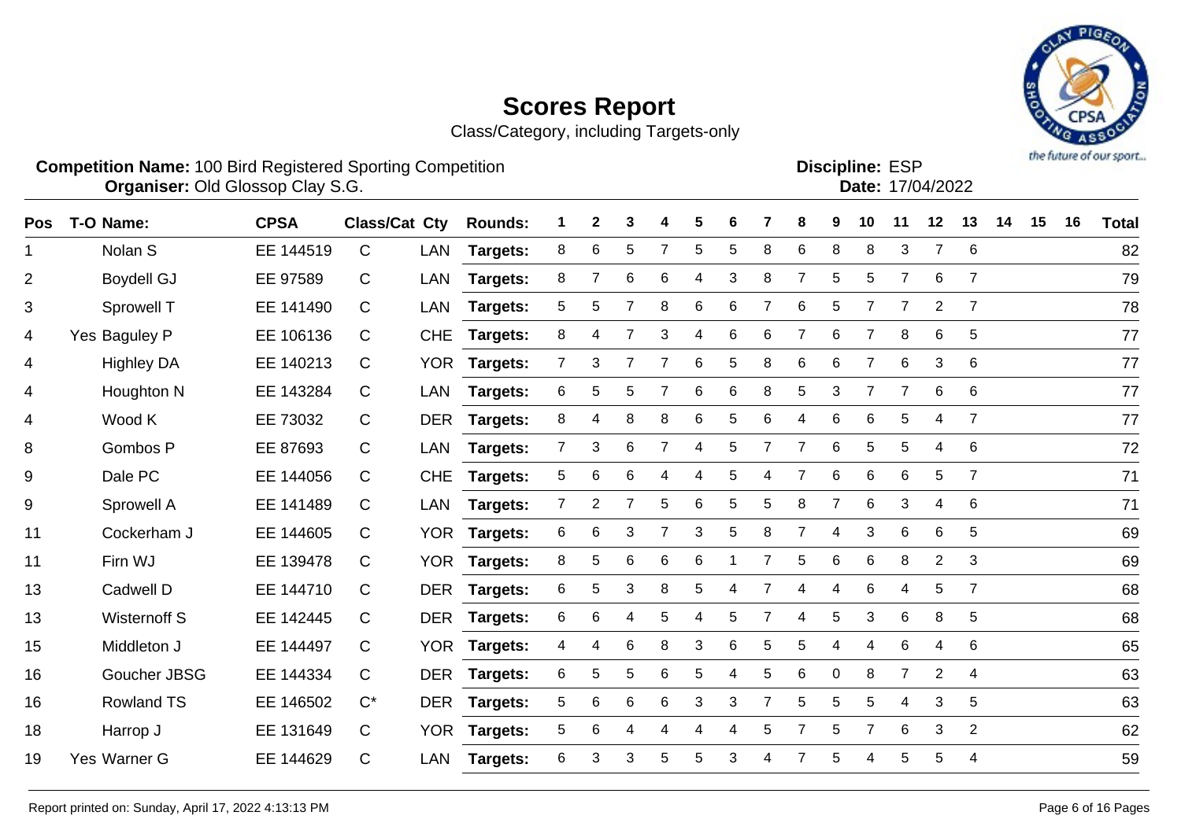# Scores Report

Class/Category, including Targets-only

**Competition Name:** 100 Bird Registered Sporting Competition
**Organiser:** Old Glossop Clay S.G.

**Discipline:** ESP
**Date:** 17/04/2022

| Pos | T-O | Name: | CPSA | Class/Cat | Cty | Rounds: | 1 | 2 | 3 | 4 | 5 | 6 | 7 | 8 | 9 | 10 | 11 | 12 | 13 | 14 | 15 | 16 | Total |
|---|---|---|---|---|---|---|---|---|---|---|---|---|---|---|---|---|---|---|---|---|---|---|---|
| 1 | | Nolan S | EE 144519 | C | LAN | **Targets:** | 8 | 6 | 5 | 7 | 5 | 5 | 8 | 6 | 8 | 8 | 3 | 7 | 6 | | | | 82 |
| 2 | | Boydell GJ | EE 97589 | C | LAN | **Targets:** | 8 | 7 | 6 | 6 | 4 | 3 | 8 | 7 | 5 | 5 | 7 | 6 | 7 | | | | 79 |
| 3 | | Sprowell T | EE 141490 | C | LAN | **Targets:** | 5 | 5 | 7 | 8 | 6 | 6 | 7 | 6 | 5 | 7 | 7 | 2 | 7 | | | | 78 |
| 4 | Yes | Baguley P | EE 106136 | C | CHE | **Targets:** | 8 | 4 | 7 | 3 | 4 | 6 | 6 | 7 | 6 | 7 | 8 | 6 | 5 | | | | 77 |
| 4 | | Highley DA | EE 140213 | C | YOR | **Targets:** | 7 | 3 | 7 | 7 | 6 | 5 | 8 | 6 | 6 | 7 | 6 | 3 | 6 | | | | 77 |
| 4 | | Houghton N | EE 143284 | C | LAN | **Targets:** | 6 | 5 | 5 | 7 | 6 | 6 | 8 | 5 | 3 | 7 | 7 | 6 | 6 | | | | 77 |
| 4 | | Wood K | EE 73032 | C | DER | **Targets:** | 8 | 4 | 8 | 8 | 6 | 5 | 6 | 4 | 6 | 6 | 5 | 4 | 7 | | | | 77 |
| 8 | | Gombos P | EE 87693 | C | LAN | **Targets:** | 7 | 3 | 6 | 7 | 4 | 5 | 7 | 7 | 6 | 5 | 5 | 4 | 6 | | | | 72 |
| 9 | | Dale PC | EE 144056 | C | CHE | **Targets:** | 5 | 6 | 6 | 4 | 4 | 5 | 4 | 7 | 6 | 6 | 6 | 5 | 7 | | | | 71 |
| 9 | | Sprowell A | EE 141489 | C | LAN | **Targets:** | 7 | 2 | 7 | 5 | 6 | 5 | 5 | 8 | 7 | 6 | 3 | 4 | 6 | | | | 71 |
| 11 | | Cockerham J | EE 144605 | C | YOR | **Targets:** | 6 | 6 | 3 | 7 | 3 | 5 | 8 | 7 | 4 | 3 | 6 | 6 | 5 | | | | 69 |
| 11 | | Firn WJ | EE 139478 | C | YOR | **Targets:** | 8 | 5 | 6 | 6 | 6 | 1 | 7 | 5 | 6 | 6 | 8 | 2 | 3 | | | | 69 |
| 13 | | Cadwell D | EE 144710 | C | DER | **Targets:** | 6 | 5 | 3 | 8 | 5 | 4 | 7 | 4 | 4 | 6 | 4 | 5 | 7 | | | | 68 |
| 13 | | Wisternoff S | EE 142445 | C | DER | **Targets:** | 6 | 6 | 4 | 5 | 4 | 5 | 7 | 4 | 5 | 3 | 6 | 8 | 5 | | | | 68 |
| 15 | | Middleton J | EE 144497 | C | YOR | **Targets:** | 4 | 4 | 6 | 8 | 3 | 6 | 5 | 5 | 4 | 4 | 6 | 4 | 6 | | | | 65 |
| 16 | | Goucher JBSG | EE 144334 | C | DER | **Targets:** | 6 | 5 | 5 | 6 | 5 | 4 | 5 | 6 | 0 | 8 | 7 | 2 | 4 | | | | 63 |
| 16 | | Rowland TS | EE 146502 | C* | DER | **Targets:** | 5 | 6 | 6 | 6 | 3 | 3 | 7 | 5 | 5 | 5 | 4 | 3 | 5 | | | | 63 |
| 18 | | Harrop J | EE 131649 | C | YOR | **Targets:** | 5 | 6 | 4 | 4 | 4 | 4 | 5 | 7 | 5 | 7 | 6 | 3 | 2 | | | | 62 |
| 19 | Yes | Warner G | EE 144629 | C | LAN | **Targets:** | 6 | 3 | 3 | 5 | 5 | 3 | 4 | 7 | 5 | 4 | 5 | 5 | 4 | | | | 59 |

Report printed on: Sunday, April 17, 2022 4:13:13 PM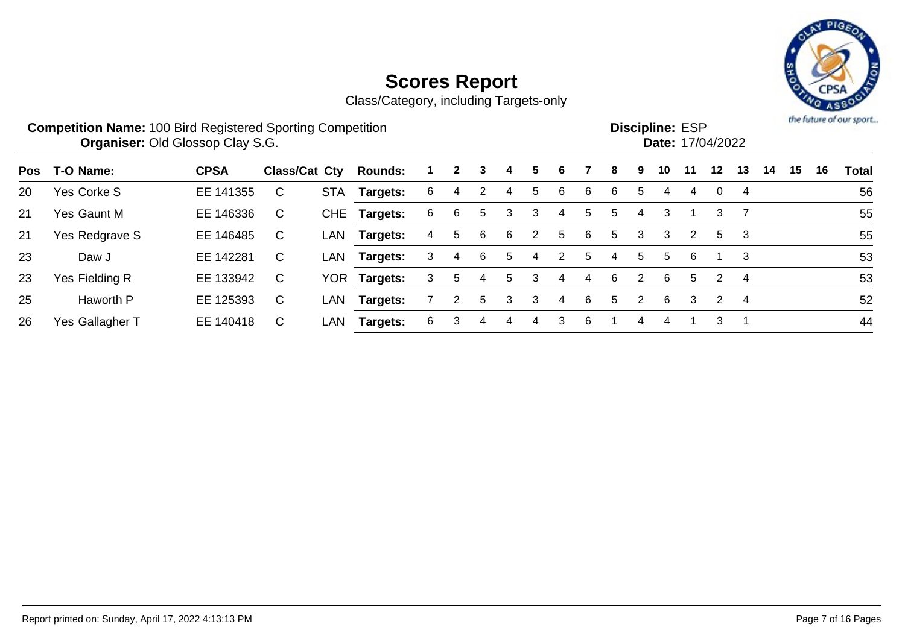# Scores Report

Class/Category, including Targets-only

**Competition Name:** 100 Bird Registered Sporting Competition
**Organiser:** Old Glossop Clay S.G.

**Discipline:** ESP
**Date:** 17/04/2022

| Pos | T-O | Name: | CPSA | Class/Cat | Cty | Rounds: | 1 | 2 | 3 | 4 | 5 | 6 | 7 | 8 | 9 | 10 | 11 | 12 | 13 | 14 | 15 | 16 | Total |
|---|---|---|---|---|---|---|---|---|---|---|---|---|---|---|---|---|---|---|---|---|---|---|---|
| 20 | Yes | Corke S | EE 141355 | C | STA | Targets: | 6 | 4 | 2 | 4 | 5 | 6 | 6 | 6 | 5 | 4 | 4 | 0 | 4 | | | | 56 |
| 21 | Yes | Gaunt M | EE 146336 | C | CHE | Targets: | 6 | 6 | 5 | 3 | 3 | 4 | 5 | 5 | 4 | 3 | 1 | 3 | 7 | | | | 55 |
| 21 | Yes | Redgrave S | EE 146485 | C | LAN | Targets: | 4 | 5 | 6 | 6 | 2 | 5 | 6 | 5 | 3 | 3 | 2 | 5 | 3 | | | | 55 |
| 23 | | Daw J | EE 142281 | C | LAN | Targets: | 3 | 4 | 6 | 5 | 4 | 2 | 5 | 4 | 5 | 5 | 6 | 1 | 3 | | | | 53 |
| 23 | Yes | Fielding R | EE 133942 | C | YOR | Targets: | 3 | 5 | 4 | 5 | 3 | 4 | 4 | 6 | 2 | 6 | 5 | 2 | 4 | | | | 53 |
| 25 | | Haworth P | EE 125393 | C | LAN | Targets: | 7 | 2 | 5 | 3 | 3 | 4 | 6 | 5 | 2 | 6 | 3 | 2 | 4 | | | | 52 |
| 26 | Yes | Gallagher T | EE 140418 | C | LAN | Targets: | 6 | 3 | 4 | 4 | 4 | 3 | 6 | 1 | 4 | 4 | 1 | 3 | 1 | | | | 44 |

Report printed on: Sunday, April 17, 2022 4:13:13 PM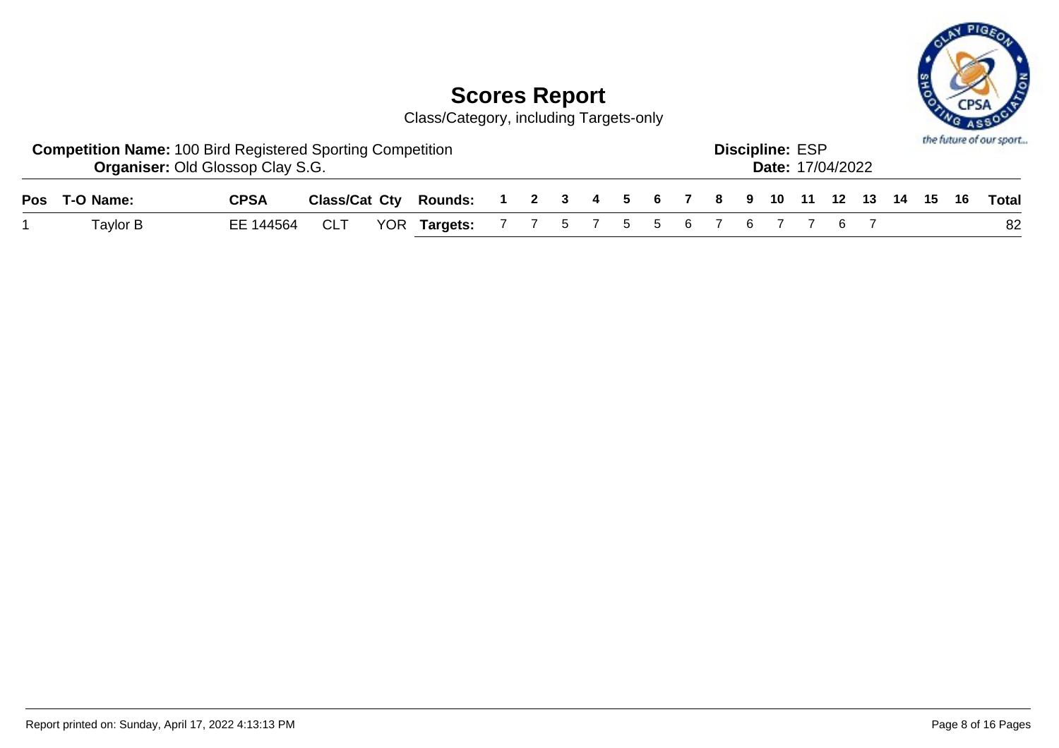# Scores Report

Class/Category, including Targets-only

**Competition Name:** 100 Bird Registered Sporting Competition
**Organiser:** Old Glossop Clay S.G.

**Discipline:** ESP
**Date:** 17/04/2022

| Pos | T-O Name: | CPSA | Class/Cat | Cty | Rounds: | 1 | 2 | 3 | 4 | 5 | 6 | 7 | 8 | 9 | 10 | 11 | 12 | 13 | 14 | 15 | 16 | Total |
|---|---|---|---|---|---|---|---|---|---|---|---|---|---|---|---|---|---|---|---|---|---|---|
| 1 | Taylor B | EE 144564 | CLT | YOR | **Targets:** | 7 | 7 | 5 | 7 | 5 | 5 | 6 | 7 | 6 | 7 | 7 | 6 | 7 | | | | 82 |

Report printed on: Sunday, April 17, 2022 4:13:13 PM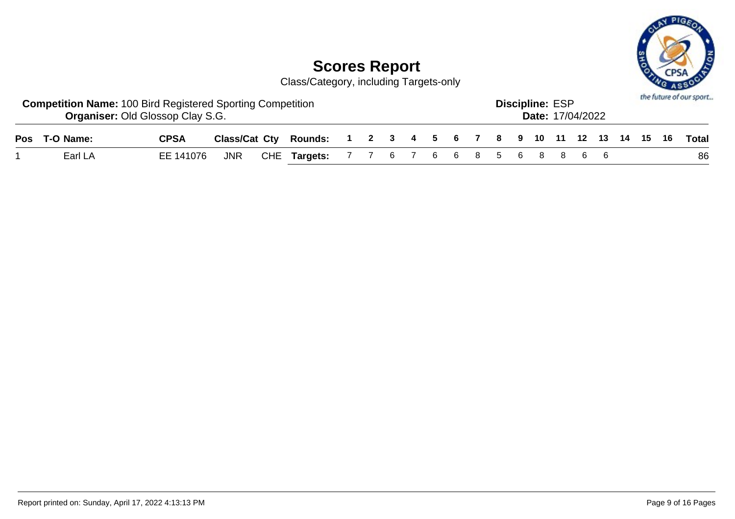# Scores Report

Class/Category, including Targets-only

**Competition Name:** 100 Bird Registered Sporting Competition
**Organiser:** Old Glossop Clay S.G.

**Discipline:** ESP
**Date:** 17/04/2022

| Pos | T-O | Name: | CPSA | Class/Cat | Cty | Rounds: | 1 | 2 | 3 | 4 | 5 | 6 | 7 | 8 | 9 | 10 | 11 | 12 | 13 | 14 | 15 | 16 | Total |
|---|---|---|---|---|---|---|---|---|---|---|---|---|---|---|---|---|---|---|---|---|---|---|---|
| 1 | | Earl LA | EE 141076 | JNR | CHE | **Targets:** | 7 | 7 | 6 | 7 | 6 | 6 | 8 | 5 | 6 | 8 | 8 | 6 | 6 | | | | 86 |

Report printed on: Sunday, April 17, 2022 4:13:13 PM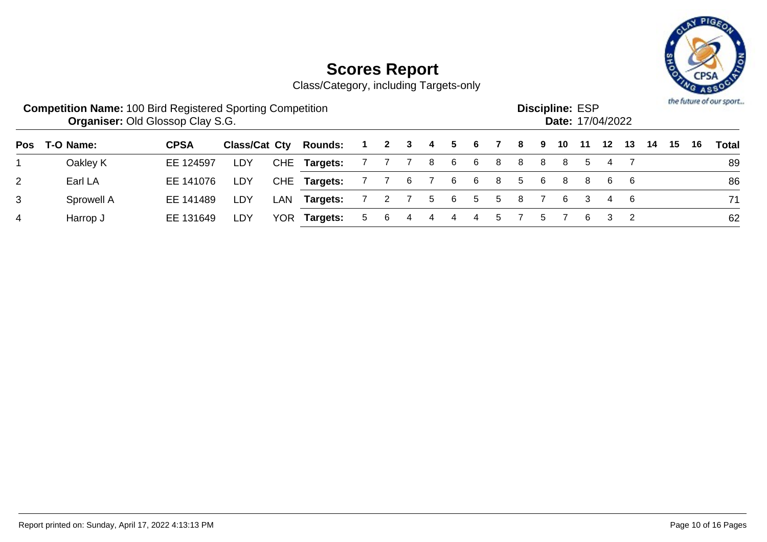# Scores Report

Class/Category, including Targets-only

**Competition Name:** 100 Bird Registered Sporting Competition
**Organiser:** Old Glossop Clay S.G.

**Discipline:** ESP
**Date:** 17/04/2022

| Pos | T-O | Name: | CPSA | Class/Cat | Cty | Rounds: | 1 | 2 | 3 | 4 | 5 | 6 | 7 | 8 | 9 | 10 | 11 | 12 | 13 | 14 | 15 | 16 | Total |
|---|---|---|---|---|---|---|---|---|---|---|---|---|---|---|---|---|---|---|---|---|---|---|---|
| 1 | | Oakley K | EE 124597 | LDY | CHE | **Targets:** | 7 | 7 | 7 | 8 | 6 | 6 | 8 | 8 | 8 | 8 | 5 | 4 | 7 | | | | 89 |
| 2 | | Earl LA | EE 141076 | LDY | CHE | **Targets:** | 7 | 7 | 6 | 7 | 6 | 6 | 8 | 5 | 6 | 8 | 8 | 6 | 6 | | | | 86 |
| 3 | | Sprowell A | EE 141489 | LDY | LAN | **Targets:** | 7 | 2 | 7 | 5 | 6 | 5 | 5 | 8 | 7 | 6 | 3 | 4 | 6 | | | | 71 |
| 4 | | Harrop J | EE 131649 | LDY | YOR | **Targets:** | 5 | 6 | 4 | 4 | 4 | 4 | 5 | 7 | 5 | 7 | 6 | 3 | 2 | | | | 62 |

Report printed on: Sunday, April 17, 2022 4:13:13 PM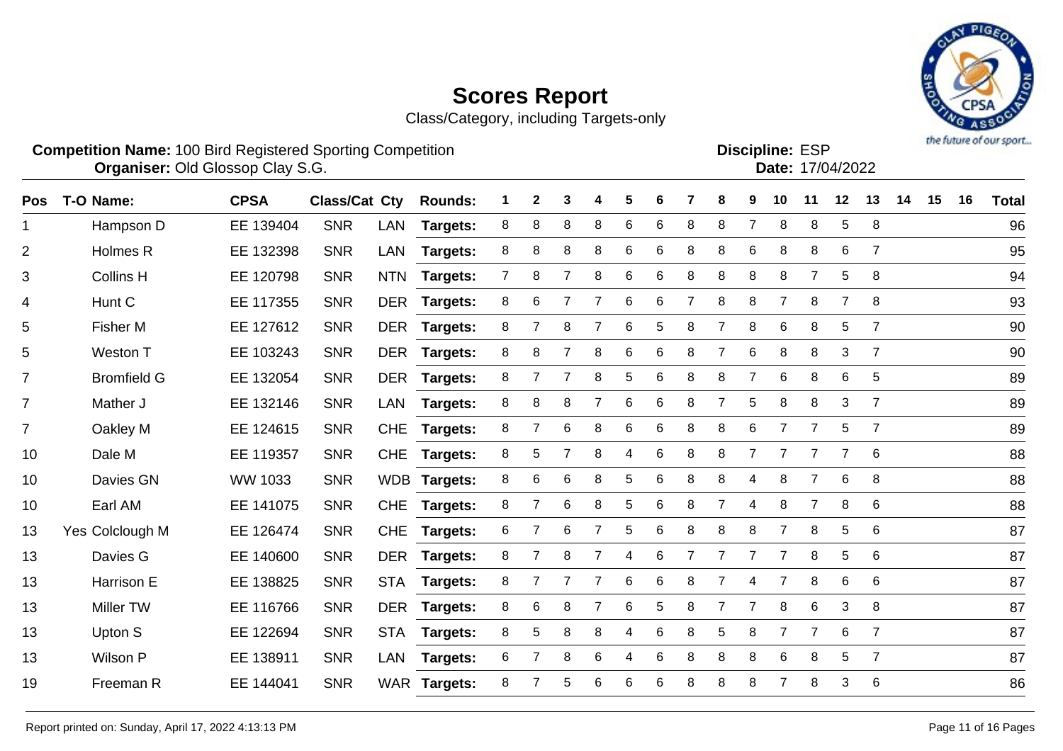# Scores Report

Class/Category, including Targets-only

**Competition Name:** 100 Bird Registered Sporting Competition
**Organiser:** Old Glossop Clay S.G.

**Discipline:** ESP
**Date:** 17/04/2022

| Pos | T-O | Name: | CPSA | Class/Cat | Cty | Rounds: | 1 | 2 | 3 | 4 | 5 | 6 | 7 | 8 | 9 | 10 | 11 | 12 | 13 | 14 | 15 | 16 | Total |
|---|---|---|---|---|---|---|---|---|---|---|---|---|---|---|---|---|---|---|---|---|---|---|---|
| 1 | | Hampson D | EE 139404 | SNR | LAN | Targets: | 8 | 8 | 8 | 8 | 6 | 6 | 8 | 8 | 7 | 8 | 8 | 5 | 8 | | | | 96 |
| 2 | | Holmes R | EE 132398 | SNR | LAN | Targets: | 8 | 8 | 8 | 8 | 6 | 6 | 8 | 8 | 6 | 8 | 8 | 6 | 7 | | | | 95 |
| 3 | | Collins H | EE 120798 | SNR | NTN | Targets: | 7 | 8 | 7 | 8 | 6 | 6 | 8 | 8 | 8 | 8 | 7 | 5 | 8 | | | | 94 |
| 4 | | Hunt C | EE 117355 | SNR | DER | Targets: | 8 | 6 | 7 | 7 | 6 | 6 | 7 | 8 | 8 | 7 | 8 | 7 | 8 | | | | 93 |
| 5 | | Fisher M | EE 127612 | SNR | DER | Targets: | 8 | 7 | 8 | 7 | 6 | 5 | 8 | 7 | 8 | 6 | 8 | 5 | 7 | | | | 90 |
| 5 | | Weston T | EE 103243 | SNR | DER | Targets: | 8 | 8 | 7 | 8 | 6 | 6 | 8 | 7 | 6 | 8 | 8 | 3 | 7 | | | | 90 |
| 7 | | Bromfield G | EE 132054 | SNR | DER | Targets: | 8 | 7 | 7 | 8 | 5 | 6 | 8 | 8 | 7 | 6 | 8 | 6 | 5 | | | | 89 |
| 7 | | Mather J | EE 132146 | SNR | LAN | Targets: | 8 | 8 | 8 | 7 | 6 | 6 | 8 | 7 | 5 | 8 | 8 | 3 | 7 | | | | 89 |
| 7 | | Oakley M | EE 124615 | SNR | CHE | Targets: | 8 | 7 | 6 | 8 | 6 | 6 | 8 | 8 | 6 | 7 | 7 | 5 | 7 | | | | 89 |
| 10 | | Dale M | EE 119357 | SNR | CHE | Targets: | 8 | 5 | 7 | 8 | 4 | 6 | 8 | 8 | 7 | 7 | 7 | 7 | 6 | | | | 88 |
| 10 | | Davies GN | WW 1033 | SNR | WDB | Targets: | 8 | 6 | 6 | 8 | 5 | 6 | 8 | 8 | 4 | 8 | 7 | 6 | 8 | | | | 88 |
| 10 | | Earl AM | EE 141075 | SNR | CHE | Targets: | 8 | 7 | 6 | 8 | 5 | 6 | 8 | 7 | 4 | 8 | 7 | 8 | 6 | | | | 88 |
| 13 | Yes | Colclough M | EE 126474 | SNR | CHE | Targets: | 6 | 7 | 6 | 7 | 5 | 6 | 8 | 8 | 8 | 7 | 8 | 5 | 6 | | | | 87 |
| 13 | | Davies G | EE 140600 | SNR | DER | Targets: | 8 | 7 | 8 | 7 | 4 | 6 | 7 | 7 | 7 | 7 | 8 | 5 | 6 | | | | 87 |
| 13 | | Harrison E | EE 138825 | SNR | STA | Targets: | 8 | 7 | 7 | 7 | 6 | 6 | 8 | 7 | 4 | 7 | 8 | 6 | 6 | | | | 87 |
| 13 | | Miller TW | EE 116766 | SNR | DER | Targets: | 8 | 6 | 8 | 7 | 6 | 5 | 8 | 7 | 7 | 8 | 6 | 3 | 8 | | | | 87 |
| 13 | | Upton S | EE 122694 | SNR | STA | Targets: | 8 | 5 | 8 | 8 | 4 | 6 | 8 | 5 | 8 | 7 | 7 | 6 | 7 | | | | 87 |
| 13 | | Wilson P | EE 138911 | SNR | LAN | Targets: | 6 | 7 | 8 | 6 | 4 | 6 | 8 | 8 | 8 | 6 | 8 | 5 | 7 | | | | 87 |
| 19 | | Freeman R | EE 144041 | SNR | WAR | Targets: | 8 | 7 | 5 | 6 | 6 | 6 | 8 | 8 | 8 | 7 | 8 | 3 | 6 | | | | 86 |

Report printed on: Sunday, April 17, 2022 4:13:13 PM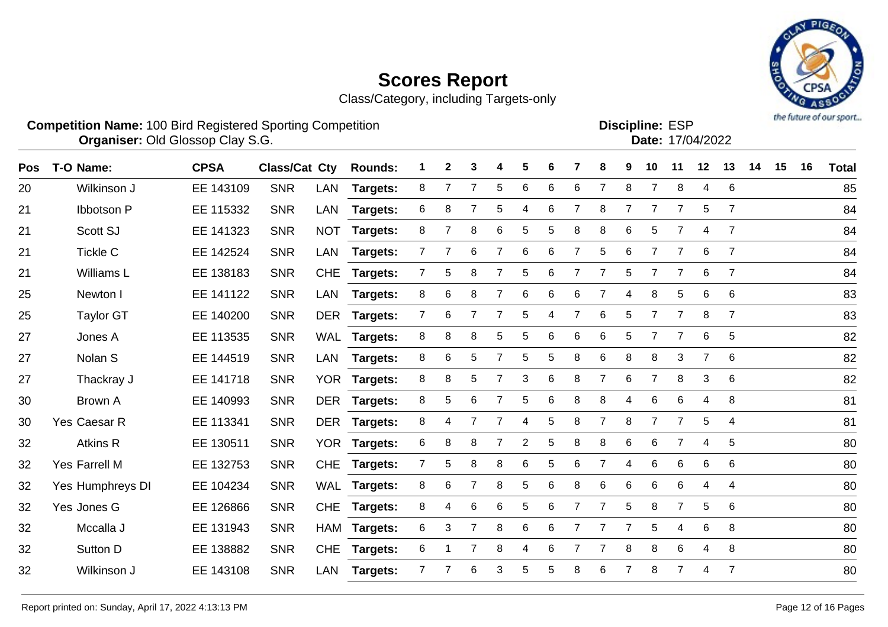# Scores Report

Class/Category, including Targets-only

**Competition Name:** 100 Bird Registered Sporting Competition
**Organiser:** Old Glossop Clay S.G.

**Discipline:** ESP
**Date:** 17/04/2022

| Pos | T-O | Name: | CPSA | Class/Cat | Cty | Rounds: | 1 | 2 | 3 | 4 | 5 | 6 | 7 | 8 | 9 | 10 | 11 | 12 | 13 | 14 | 15 | 16 | Total |
|---|---|---|---|---|---|---|---|---|---|---|---|---|---|---|---|---|---|---|---|---|---|---|---|
| 20 | | Wilkinson J | EE 143109 | SNR | LAN | Targets: | 8 | 7 | 7 | 5 | 6 | 6 | 6 | 7 | 8 | 7 | 8 | 4 | 6 | | | | 85 |
| 21 | | Ibbotson P | EE 115332 | SNR | LAN | Targets: | 6 | 8 | 7 | 5 | 4 | 6 | 7 | 8 | 7 | 7 | 7 | 5 | 7 | | | | 84 |
| 21 | | Scott SJ | EE 141323 | SNR | NOT | Targets: | 8 | 7 | 8 | 6 | 5 | 5 | 8 | 8 | 6 | 5 | 7 | 4 | 7 | | | | 84 |
| 21 | | Tickle C | EE 142524 | SNR | LAN | Targets: | 7 | 7 | 6 | 7 | 6 | 6 | 7 | 5 | 6 | 7 | 7 | 6 | 7 | | | | 84 |
| 21 | | Williams L | EE 138183 | SNR | CHE | Targets: | 7 | 5 | 8 | 7 | 5 | 6 | 7 | 7 | 5 | 7 | 7 | 6 | 7 | | | | 84 |
| 25 | | Newton I | EE 141122 | SNR | LAN | Targets: | 8 | 6 | 8 | 7 | 6 | 6 | 6 | 7 | 4 | 8 | 5 | 6 | 6 | | | | 83 |
| 25 | | Taylor GT | EE 140200 | SNR | DER | Targets: | 7 | 6 | 7 | 7 | 5 | 4 | 7 | 6 | 5 | 7 | 7 | 8 | 7 | | | | 83 |
| 27 | | Jones A | EE 113535 | SNR | WAL | Targets: | 8 | 8 | 8 | 5 | 5 | 6 | 6 | 6 | 5 | 7 | 7 | 6 | 5 | | | | 82 |
| 27 | | Nolan S | EE 144519 | SNR | LAN | Targets: | 8 | 6 | 5 | 7 | 5 | 5 | 8 | 6 | 8 | 8 | 3 | 7 | 6 | | | | 82 |
| 27 | | Thackray J | EE 141718 | SNR | YOR | Targets: | 8 | 8 | 5 | 7 | 3 | 6 | 8 | 7 | 6 | 7 | 8 | 3 | 6 | | | | 82 |
| 30 | | Brown A | EE 140993 | SNR | DER | Targets: | 8 | 5 | 6 | 7 | 5 | 6 | 8 | 8 | 4 | 6 | 6 | 4 | 8 | | | | 81 |
| 30 | Yes | Caesar R | EE 113341 | SNR | DER | Targets: | 8 | 4 | 7 | 7 | 4 | 5 | 8 | 7 | 8 | 7 | 7 | 5 | 4 | | | | 81 |
| 32 | | Atkins R | EE 130511 | SNR | YOR | Targets: | 6 | 8 | 8 | 7 | 2 | 5 | 8 | 8 | 6 | 6 | 7 | 4 | 5 | | | | 80 |
| 32 | Yes | Farrell M | EE 132753 | SNR | CHE | Targets: | 7 | 5 | 8 | 8 | 6 | 5 | 6 | 7 | 4 | 6 | 6 | 6 | 6 | | | | 80 |
| 32 | Yes | Humphreys DI | EE 104234 | SNR | WAL | Targets: | 8 | 6 | 7 | 8 | 5 | 6 | 8 | 6 | 6 | 6 | 6 | 4 | 4 | | | | 80 |
| 32 | Yes | Jones G | EE 126866 | SNR | CHE | Targets: | 8 | 4 | 6 | 6 | 5 | 6 | 7 | 7 | 5 | 8 | 7 | 5 | 6 | | | | 80 |
| 32 | | Mccalla J | EE 131943 | SNR | HAM | Targets: | 6 | 3 | 7 | 8 | 6 | 6 | 7 | 7 | 7 | 5 | 4 | 6 | 8 | | | | 80 |
| 32 | | Sutton D | EE 138882 | SNR | CHE | Targets: | 6 | 1 | 7 | 8 | 4 | 6 | 7 | 7 | 8 | 8 | 6 | 4 | 8 | | | | 80 |
| 32 | | Wilkinson J | EE 143108 | SNR | LAN | Targets: | 7 | 7 | 6 | 3 | 5 | 5 | 8 | 6 | 7 | 8 | 7 | 4 | 7 | | | | 80 |

Report printed on: Sunday, April 17, 2022 4:13:13 PM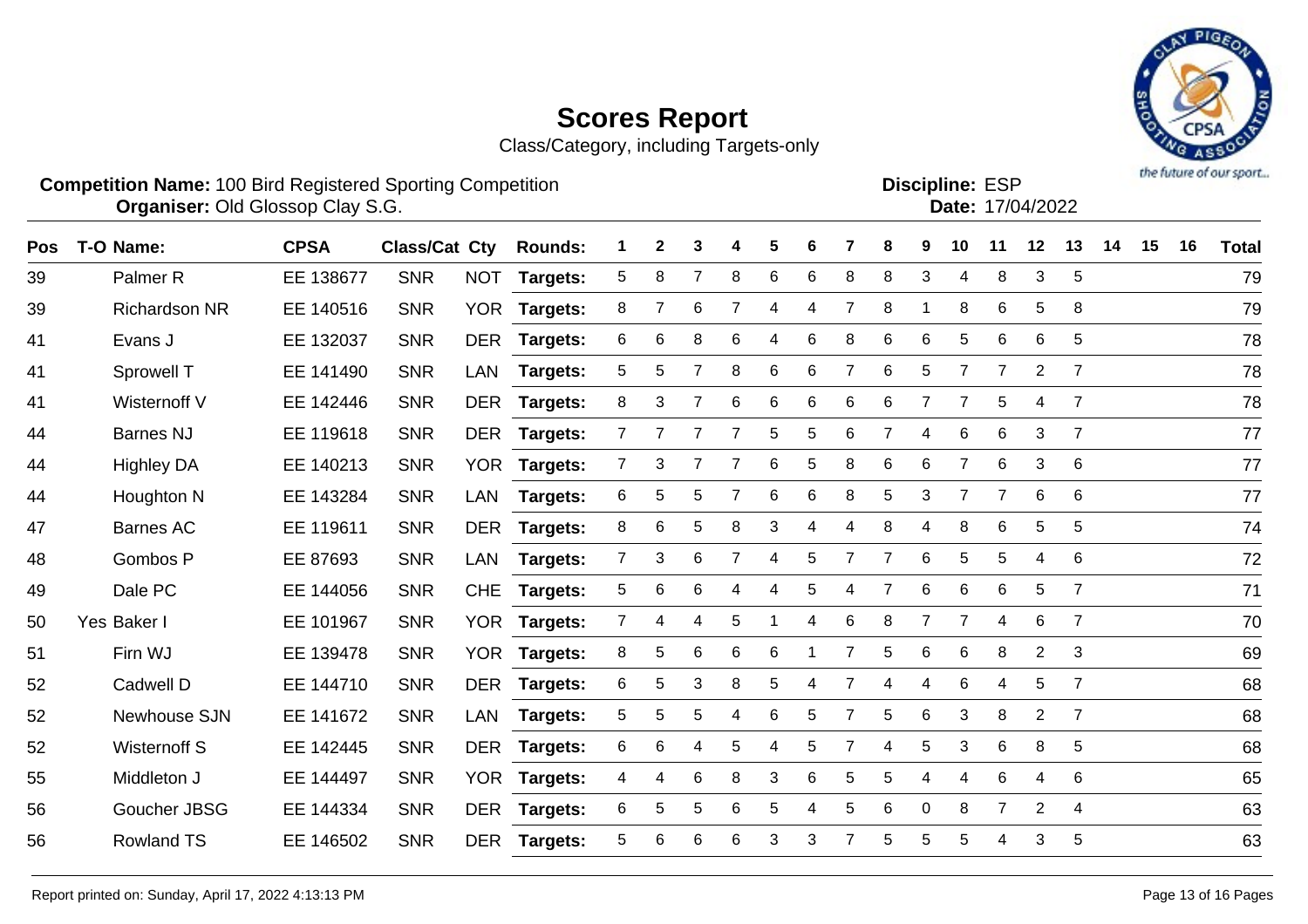# Scores Report

Class/Category, including Targets-only

**Competition Name:** 100 Bird Registered Sporting Competition
**Organiser:** Old Glossop Clay S.G.

**Discipline:** ESP
**Date:** 17/04/2022

| Pos | T-O | Name: | CPSA | Class/Cat | Cty | Rounds: | 1 | 2 | 3 | 4 | 5 | 6 | 7 | 8 | 9 | 10 | 11 | 12 | 13 | 14 | 15 | 16 | Total |
|---|---|---|---|---|---|---|---|---|---|---|---|---|---|---|---|---|---|---|---|---|---|---|---|
| 39 | | Palmer R | EE 138677 | SNR | NOT | Targets: | 5 | 8 | 7 | 8 | 6 | 6 | 8 | 8 | 3 | 4 | 8 | 3 | 5 | | | | 79 |
| 39 | | Richardson NR | EE 140516 | SNR | YOR | Targets: | 8 | 7 | 6 | 7 | 4 | 4 | 7 | 8 | 1 | 8 | 6 | 5 | 8 | | | | 79 |
| 41 | | Evans J | EE 132037 | SNR | DER | Targets: | 6 | 6 | 8 | 6 | 4 | 6 | 8 | 6 | 6 | 5 | 6 | 6 | 5 | | | | 78 |
| 41 | | Sprowell T | EE 141490 | SNR | LAN | Targets: | 5 | 5 | 7 | 8 | 6 | 6 | 7 | 6 | 5 | 7 | 7 | 2 | 7 | | | | 78 |
| 41 | | Wisternoff V | EE 142446 | SNR | DER | Targets: | 8 | 3 | 7 | 6 | 6 | 6 | 6 | 6 | 7 | 7 | 5 | 4 | 7 | | | | 78 |
| 44 | | Barnes NJ | EE 119618 | SNR | DER | Targets: | 7 | 7 | 7 | 7 | 5 | 5 | 6 | 7 | 4 | 6 | 6 | 3 | 7 | | | | 77 |
| 44 | | Highley DA | EE 140213 | SNR | YOR | Targets: | 7 | 3 | 7 | 7 | 6 | 5 | 8 | 6 | 6 | 7 | 6 | 3 | 6 | | | | 77 |
| 44 | | Houghton N | EE 143284 | SNR | LAN | Targets: | 6 | 5 | 5 | 7 | 6 | 6 | 8 | 5 | 3 | 7 | 7 | 6 | 6 | | | | 77 |
| 47 | | Barnes AC | EE 119611 | SNR | DER | Targets: | 8 | 6 | 5 | 8 | 3 | 4 | 4 | 8 | 4 | 8 | 6 | 5 | 5 | | | | 74 |
| 48 | | Gombos P | EE 87693 | SNR | LAN | Targets: | 7 | 3 | 6 | 7 | 4 | 5 | 7 | 7 | 6 | 5 | 5 | 4 | 6 | | | | 72 |
| 49 | | Dale PC | EE 144056 | SNR | CHE | Targets: | 5 | 6 | 6 | 4 | 4 | 5 | 4 | 7 | 6 | 6 | 6 | 5 | 7 | | | | 71 |
| 50 | Yes | Baker I | EE 101967 | SNR | YOR | Targets: | 7 | 4 | 4 | 5 | 1 | 4 | 6 | 8 | 7 | 7 | 4 | 6 | 7 | | | | 70 |
| 51 | | Firn WJ | EE 139478 | SNR | YOR | Targets: | 8 | 5 | 6 | 6 | 6 | 1 | 7 | 5 | 6 | 6 | 8 | 2 | 3 | | | | 69 |
| 52 | | Cadwell D | EE 144710 | SNR | DER | Targets: | 6 | 5 | 3 | 8 | 5 | 4 | 7 | 4 | 4 | 6 | 4 | 5 | 7 | | | | 68 |
| 52 | | Newhouse SJN | EE 141672 | SNR | LAN | Targets: | 5 | 5 | 5 | 4 | 6 | 5 | 7 | 5 | 6 | 3 | 8 | 2 | 7 | | | | 68 |
| 52 | | Wisternoff S | EE 142445 | SNR | DER | Targets: | 6 | 6 | 4 | 5 | 4 | 5 | 7 | 4 | 5 | 3 | 6 | 8 | 5 | | | | 68 |
| 55 | | Middleton J | EE 144497 | SNR | YOR | Targets: | 4 | 4 | 6 | 8 | 3 | 6 | 5 | 5 | 4 | 4 | 6 | 4 | 6 | | | | 65 |
| 56 | | Goucher JBSG | EE 144334 | SNR | DER | Targets: | 6 | 5 | 5 | 6 | 5 | 4 | 5 | 6 | 0 | 8 | 7 | 2 | 4 | | | | 63 |
| 56 | | Rowland TS | EE 146502 | SNR | DER | Targets: | 5 | 6 | 6 | 6 | 3 | 3 | 7 | 5 | 5 | 5 | 4 | 3 | 5 | | | | 63 |

Report printed on: Sunday, April 17, 2022 4:13:13 PM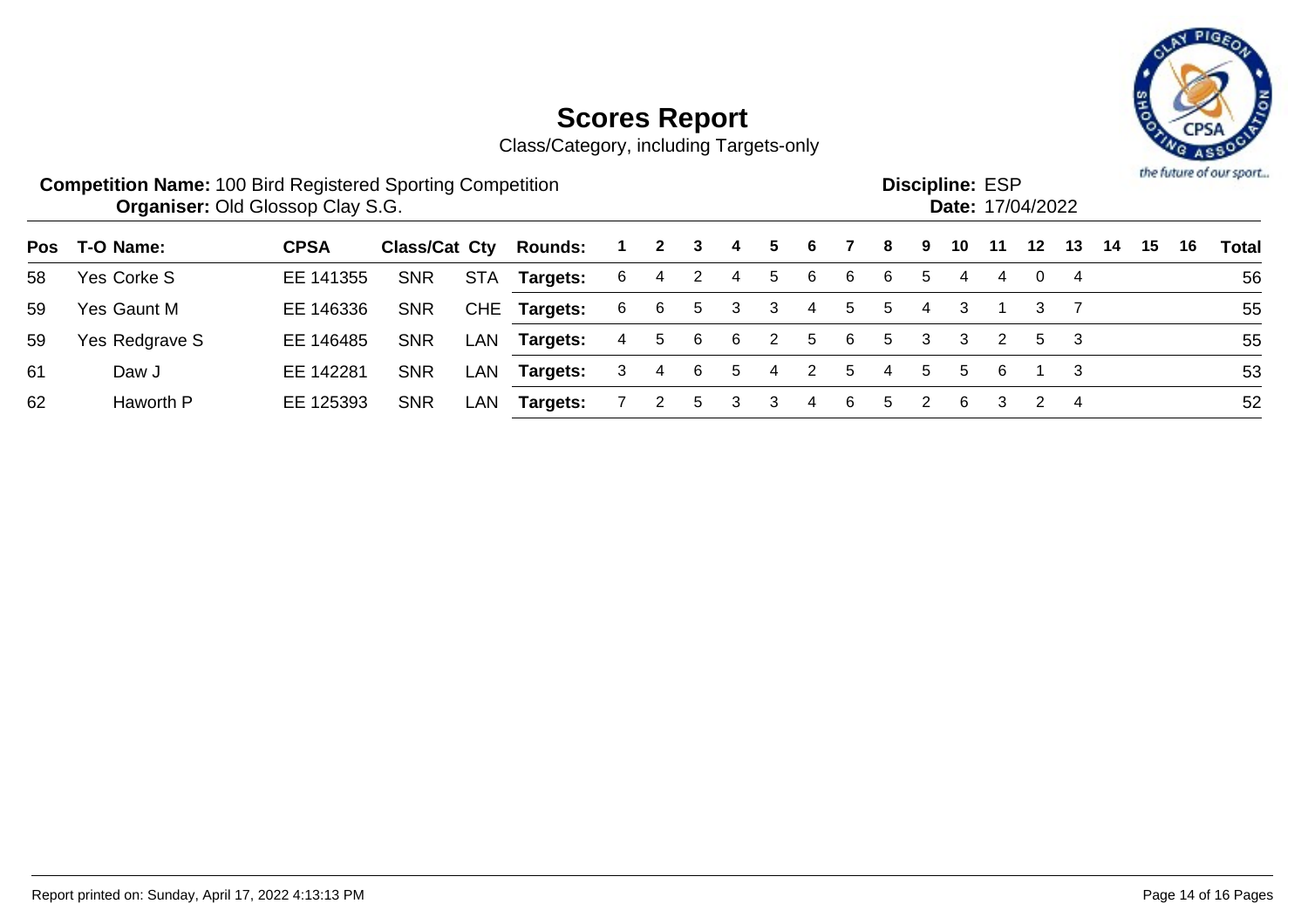# Scores Report

Class/Category, including Targets-only

**Competition Name:** 100 Bird Registered Sporting Competition
**Organiser:** Old Glossop Clay S.G.

**Discipline:** ESP
**Date:** 17/04/2022

| Pos | T-O | Name: | CPSA | Class/Cat | Cty | Rounds: | 1 | 2 | 3 | 4 | 5 | 6 | 7 | 8 | 9 | 10 | 11 | 12 | 13 | 14 | 15 | 16 | Total |
|---|---|---|---|---|---|---|---|---|---|---|---|---|---|---|---|---|---|---|---|---|---|---|---|
| 58 | Yes | Corke S | EE 141355 | SNR | STA | **Targets:** | 6 | 4 | 2 | 4 | 5 | 6 | 6 | 6 | 5 | 4 | 4 | 0 | 4 | | | | 56 |
| 59 | Yes | Gaunt M | EE 146336 | SNR | CHE | **Targets:** | 6 | 6 | 5 | 3 | 3 | 4 | 5 | 5 | 4 | 3 | 1 | 3 | 7 | | | | 55 |
| 59 | Yes | Redgrave S | EE 146485 | SNR | LAN | **Targets:** | 4 | 5 | 6 | 6 | 2 | 5 | 6 | 5 | 3 | 3 | 2 | 5 | 3 | | | | 55 |
| 61 | | Daw J | EE 142281 | SNR | LAN | **Targets:** | 3 | 4 | 6 | 5 | 4 | 2 | 5 | 4 | 5 | 5 | 6 | 1 | 3 | | | | 53 |
| 62 | | Haworth P | EE 125393 | SNR | LAN | **Targets:** | 7 | 2 | 5 | 3 | 3 | 4 | 6 | 5 | 2 | 6 | 3 | 2 | 4 | | | | 52 |

Report printed on: Sunday, April 17, 2022 4:13:13 PM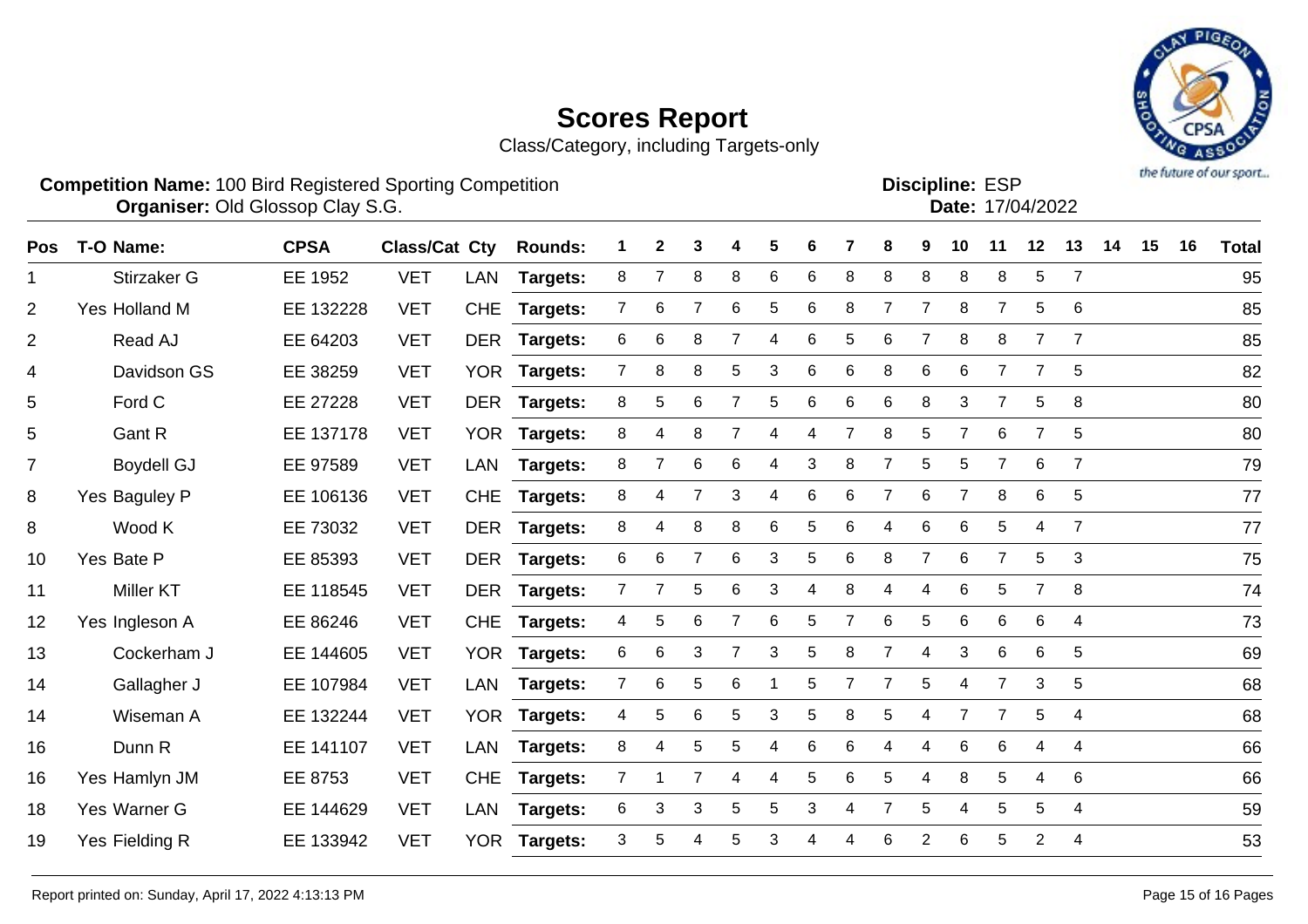# Scores Report

Class/Category, including Targets-only

**Competition Name:** 100 Bird Registered Sporting Competition
**Organiser:** Old Glossop Clay S.G.

**Discipline:** ESP
**Date:** 17/04/2022

| Pos | T-O | Name: | CPSA | Class/Cat | Cty | Rounds: | 1 | 2 | 3 | 4 | 5 | 6 | 7 | 8 | 9 | 10 | 11 | 12 | 13 | 14 | 15 | 16 | Total |
|---|---|---|---|---|---|---|---|---|---|---|---|---|---|---|---|---|---|---|---|---|---|---|---|
| 1 | | Stirzaker G | EE 1952 | VET | LAN | **Targets:** | 8 | 7 | 8 | 8 | 6 | 6 | 8 | 8 | 8 | 8 | 8 | 5 | 7 | | | | 95 |
| 2 | Yes | Holland M | EE 132228 | VET | CHE | **Targets:** | 7 | 6 | 7 | 6 | 5 | 6 | 8 | 7 | 7 | 8 | 7 | 5 | 6 | | | | 85 |
| 2 | | Read AJ | EE 64203 | VET | DER | **Targets:** | 6 | 6 | 8 | 7 | 4 | 6 | 5 | 6 | 7 | 8 | 8 | 7 | 7 | | | | 85 |
| 4 | | Davidson GS | EE 38259 | VET | YOR | **Targets:** | 7 | 8 | 8 | 5 | 3 | 6 | 6 | 8 | 6 | 6 | 7 | 7 | 5 | | | | 82 |
| 5 | | Ford C | EE 27228 | VET | DER | **Targets:** | 8 | 5 | 6 | 7 | 5 | 6 | 6 | 6 | 8 | 3 | 7 | 5 | 8 | | | | 80 |
| 5 | | Gant R | EE 137178 | VET | YOR | **Targets:** | 8 | 4 | 8 | 7 | 4 | 4 | 7 | 8 | 5 | 7 | 6 | 7 | 5 | | | | 80 |
| 7 | | Boydell GJ | EE 97589 | VET | LAN | **Targets:** | 8 | 7 | 6 | 6 | 4 | 3 | 8 | 7 | 5 | 5 | 7 | 6 | 7 | | | | 79 |
| 8 | Yes | Baguley P | EE 106136 | VET | CHE | **Targets:** | 8 | 4 | 7 | 3 | 4 | 6 | 6 | 7 | 6 | 7 | 8 | 6 | 5 | | | | 77 |
| 8 | | Wood K | EE 73032 | VET | DER | **Targets:** | 8 | 4 | 8 | 8 | 6 | 5 | 6 | 4 | 6 | 6 | 5 | 4 | 7 | | | | 77 |
| 10 | Yes | Bate P | EE 85393 | VET | DER | **Targets:** | 6 | 6 | 7 | 6 | 3 | 5 | 6 | 8 | 7 | 6 | 7 | 5 | 3 | | | | 75 |
| 11 | | Miller KT | EE 118545 | VET | DER | **Targets:** | 7 | 7 | 5 | 6 | 3 | 4 | 8 | 4 | 4 | 6 | 5 | 7 | 8 | | | | 74 |
| 12 | Yes | Ingleson A | EE 86246 | VET | CHE | **Targets:** | 4 | 5 | 6 | 7 | 6 | 5 | 7 | 6 | 5 | 6 | 6 | 6 | 4 | | | | 73 |
| 13 | | Cockerham J | EE 144605 | VET | YOR | **Targets:** | 6 | 6 | 3 | 7 | 3 | 5 | 8 | 7 | 4 | 3 | 6 | 6 | 5 | | | | 69 |
| 14 | | Gallagher J | EE 107984 | VET | LAN | **Targets:** | 7 | 6 | 5 | 6 | 1 | 5 | 7 | 7 | 5 | 4 | 7 | 3 | 5 | | | | 68 |
| 14 | | Wiseman A | EE 132244 | VET | YOR | **Targets:** | 4 | 5 | 6 | 5 | 3 | 5 | 8 | 5 | 4 | 7 | 7 | 5 | 4 | | | | 68 |
| 16 | | Dunn R | EE 141107 | VET | LAN | **Targets:** | 8 | 4 | 5 | 5 | 4 | 6 | 6 | 4 | 4 | 6 | 6 | 4 | 4 | | | | 66 |
| 16 | Yes | Hamlyn JM | EE 8753 | VET | CHE | **Targets:** | 7 | 1 | 7 | 4 | 4 | 5 | 6 | 5 | 4 | 8 | 5 | 4 | 6 | | | | 66 |
| 18 | Yes | Warner G | EE 144629 | VET | LAN | **Targets:** | 6 | 3 | 3 | 5 | 5 | 3 | 4 | 7 | 5 | 4 | 5 | 5 | 4 | | | | 59 |
| 19 | Yes | Fielding R | EE 133942 | VET | YOR | **Targets:** | 3 | 5 | 4 | 5 | 3 | 4 | 4 | 6 | 2 | 6 | 5 | 2 | 4 | | | | 53 |

Report printed on: Sunday, April 17, 2022 4:13:13 PM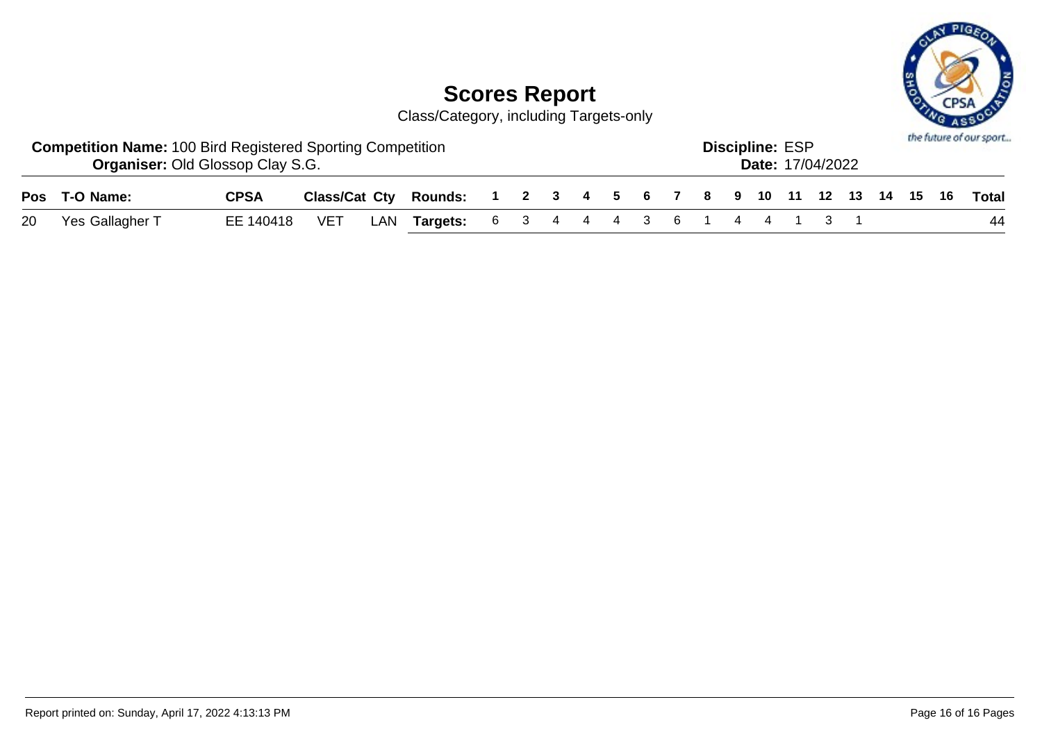# Scores Report

Class/Category, including Targets-only

**Competition Name:** 100 Bird Registered Sporting Competition
**Organiser:** Old Glossop Clay S.G.

**Discipline:** ESP
**Date:** 17/04/2022

| Pos | T-O Name: | CPSA | Class/Cat | Cty | Rounds: | 1 | 2 | 3 | 4 | 5 | 6 | 7 | 8 | 9 | 10 | 11 | 12 | 13 | 14 | 15 | 16 | Total |
|---|---|---|---|---|---|---|---|---|---|---|---|---|---|---|---|---|---|---|---|---|---|---|
| 20 | Yes Gallagher T | EE 140418 | VET | LAN | **Targets:** | 6 | 3 | 4 | 4 | 4 | 3 | 6 | 1 | 4 | 4 | 1 | 3 | 1 | | | | 44 |

Report printed on: Sunday, April 17, 2022 4:13:13 PM